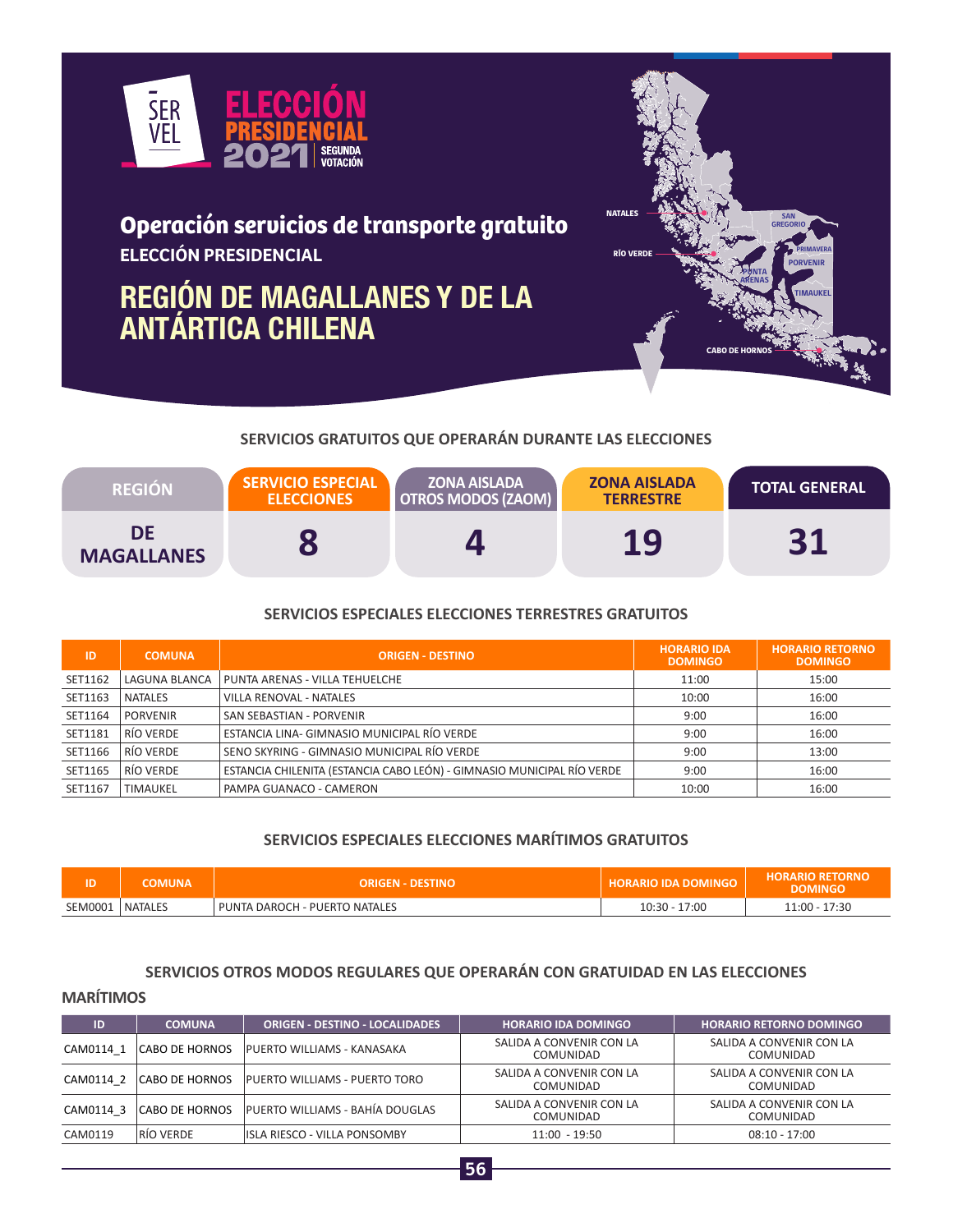SERVEL

ELECCIÓN PRESIDENCIAL 2021 SEGUNDA VOTACIÓN

## Operación servicios de transporte gratuito

**ELECCIÓN PRESIDENCIAL**

# REGIÓN DE MAGALLANES Y DE LA ANTÁRTICA CHILENA

NATALES, RÍO VERDE, SAN GREGORIO, PRIMAVERA, PORVENIR, PUNTA ARENAS, TIMAUKEL, CABO DE HORNOS

### SERVICIOS GRATUITOS QUE OPERARÁN DURANTE LAS ELECCIONES

| REGIÓN | SERVICIO ESPECIAL ELECCIONES | ZONA AISLADA OTROS MODOS (ZAOM) | ZONA AISLADA TERRESTRE | TOTAL GENERAL |
|---|---|---|---|---|
| DE MAGALLANES | 8 | 4 | 19 | 31 |

### SERVICIOS ESPECIALES ELECCIONES TERRESTRES GRATUITOS

| ID | COMUNA | ORIGEN - DESTINO | HORARIO IDA DOMINGO | HORARIO RETORNO DOMINGO |
|---|---|---|---|---|
| SET1162 | LAGUNA BLANCA | PUNTA ARENAS - VILLA TEHUELCHE | 11:00 | 15:00 |
| SET1163 | NATALES | VILLA RENOVAL - NATALES | 10:00 | 16:00 |
| SET1164 | PORVENIR | SAN SEBASTIAN - PORVENIR | 9:00 | 16:00 |
| SET1181 | RÍO VERDE | ESTANCIA LINA- GIMNASIO MUNICIPAL RÍO VERDE | 9:00 | 16:00 |
| SET1166 | RÍO VERDE | SENO SKYRING - GIMNASIO MUNICIPAL RÍO VERDE | 9:00 | 13:00 |
| SET1165 | RÍO VERDE | ESTANCIA CHILENITA (ESTANCIA CABO LEÓN) - GIMNASIO MUNICIPAL RÍO VERDE | 9:00 | 16:00 |
| SET1167 | TIMAUKEL | PAMPA GUANACO - CAMERON | 10:00 | 16:00 |

### SERVICIOS ESPECIALES ELECCIONES MARÍTIMOS GRATUITOS

| ID | COMUNA | ORIGEN - DESTINO | HORARIO IDA DOMINGO | HORARIO RETORNO DOMINGO |
|---|---|---|---|---|
| SEM0001 | NATALES | PUNTA DAROCH - PUERTO NATALES | 10:30 - 17:00 | 11:00 - 17:30 |

### SERVICIOS OTROS MODOS REGULARES QUE OPERARÁN CON GRATUIDAD EN LAS ELECCIONES

**MARÍTIMOS**

| ID | COMUNA | ORIGEN - DESTINO - LOCALIDADES | HORARIO IDA DOMINGO | HORARIO RETORNO DOMINGO |
|---|---|---|---|---|
| CAM0114_1 | CABO DE HORNOS | PUERTO WILLIAMS - KANASAKA | SALIDA A CONVENIR CON LA COMUNIDAD | SALIDA A CONVENIR CON LA COMUNIDAD |
| CAM0114_2 | CABO DE HORNOS | PUERTO WILLIAMS - PUERTO TORO | SALIDA A CONVENIR CON LA COMUNIDAD | SALIDA A CONVENIR CON LA COMUNIDAD |
| CAM0114_3 | CABO DE HORNOS | PUERTO WILLIAMS - BAHÍA DOUGLAS | SALIDA A CONVENIR CON LA COMUNIDAD | SALIDA A CONVENIR CON LA COMUNIDAD |
| CAM0119 | RÍO VERDE | ISLA RIESCO - VILLA PONSOMBY | 11:00 - 19:50 | 08:10 - 17:00 |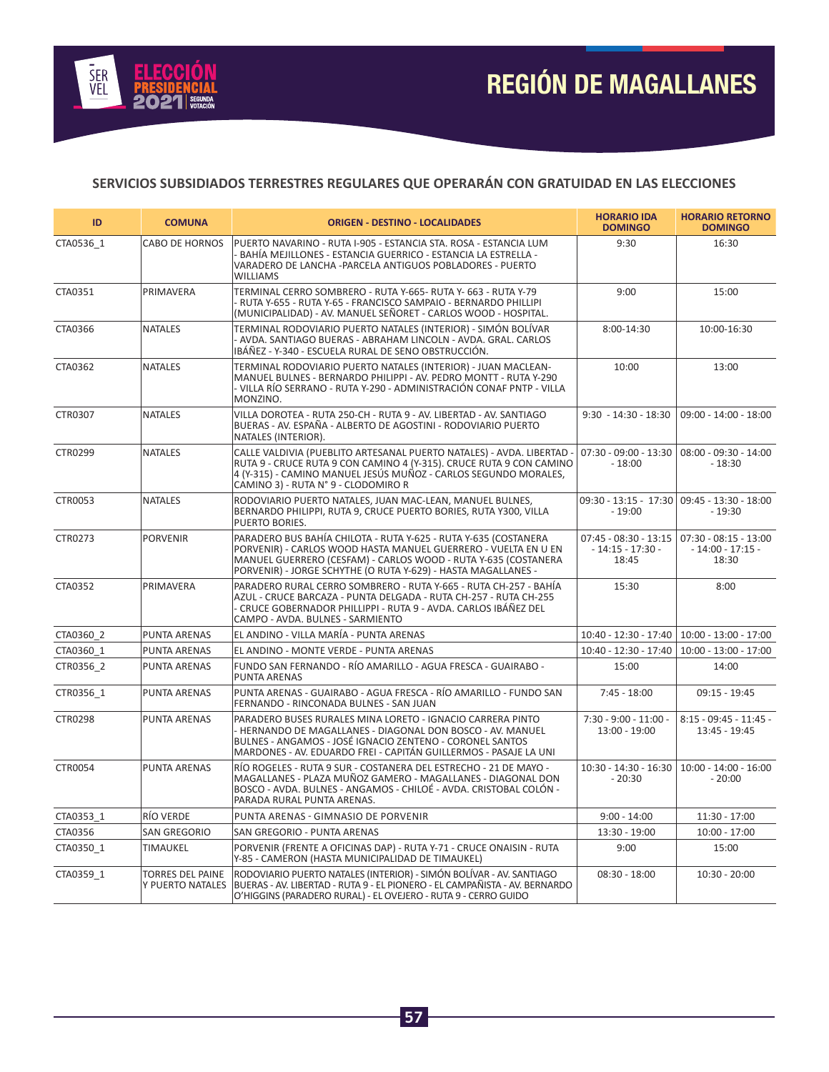# REGIÓN DE MAGALLANES

### SERVICIOS SUBSIDIADOS TERRESTRES REGULARES QUE OPERARÁN CON GRATUIDAD EN LAS ELECCIONES

| ID | COMUNA | ORIGEN - DESTINO - LOCALIDADES | HORARIO IDA DOMINGO | HORARIO RETORNO DOMINGO |
|---|---|---|---|---|
| CTA0536_1 | CABO DE HORNOS | PUERTO NAVARINO - RUTA I-905 - ESTANCIA STA. ROSA - ESTANCIA LUM - BAHÍA MEJILLONES - ESTANCIA GUERRICO - ESTANCIA LA ESTRELLA - VARADERO DE LANCHA -PARCELA ANTIGUOS POBLADORES - PUERTO WILLIAMS | 9:30 | 16:30 |
| CTA0351 | PRIMAVERA | TERMINAL CERRO SOMBRERO - RUTA Y-665- RUTA Y- 663 - RUTA Y-79 - RUTA Y-655 - RUTA Y-65 - FRANCISCO SAMPAIO - BERNARDO PHILLIPI (MUNICIPALIDAD) - AV. MANUEL SEÑORET - CARLOS WOOD - HOSPITAL. | 9:00 | 15:00 |
| CTA0366 | NATALES | TERMINAL RODOVIARIO PUERTO NATALES (INTERIOR) - SIMÓN BOLÍVAR - AVDA. SANTIAGO BUERAS - ABRAHAM LINCOLN - AVDA. GRAL. CARLOS IBÁÑEZ - Y-340 - ESCUELA RURAL DE SENO OBSTRUCCIÓN. | 8:00-14:30 | 10:00-16:30 |
| CTA0362 | NATALES | TERMINAL RODOVIARIO PUERTO NATALES (INTERIOR) - JUAN MACLEAN-MANUEL BULNES - BERNARDO PHILIPPI - AV. PEDRO MONTT - RUTA Y-290 - VILLA RÍO SERRANO - RUTA Y-290 - ADMINISTRACIÓN CONAF PNTP - VILLA MONZINO. | 10:00 | 13:00 |
| CTR0307 | NATALES | VILLA DOROTEA - RUTA 250-CH - RUTA 9 - AV. LIBERTAD - AV. SANTIAGO BUERAS - AV. ESPAÑA - ALBERTO DE AGOSTINI - RODOVIARIO PUERTO NATALES (INTERIOR). | 9:30 - 14:30 - 18:30 | 09:00 - 14:00 - 18:00 |
| CTR0299 | NATALES | CALLE VALDIVIA (PUEBLITO ARTESANAL PUERTO NATALES) - AVDA. LIBERTAD - RUTA 9 - CRUCE RUTA 9 CON CAMINO 4 (Y-315). CRUCE RUTA 9 CON CAMINO 4 (Y-315) - CAMINO MANUEL JESÚS MUÑOZ - CARLOS SEGUNDO MORALES, CAMINO 3) - RUTA N° 9 - CLODOMIRO R | 07:30 - 09:00 - 13:30 - 18:00 | 08:00 - 09:30 - 14:00 - 18:30 |
| CTR0053 | NATALES | RODOVIARIO PUERTO NATALES, JUAN MAC-LEAN, MANUEL BULNES, BERNARDO PHILIPPI, RUTA 9, CRUCE PUERTO BORIES, RUTA Y300, VILLA PUERTO BORIES. | 09:30 - 13:15 - 17:30 - 19:00 | 09:45 - 13:30 - 18:00 - 19:30 |
| CTR0273 | PORVENIR | PARADERO BUS BAHÍA CHILOTA - RUTA Y-625 - RUTA Y-635 (COSTANERA PORVENIR) - CARLOS WOOD HASTA MANUEL GUERRERO - VUELTA EN U EN MANUEL GUERRERO (CESFAM) - CARLOS WOOD - RUTA Y-635 (COSTANERA PORVENIR) - JORGE SCHYTHE (O RUTA Y-629) - HASTA MAGALLANES - | 07:45 - 08:30 - 13:15 - 14:15 - 17:30 - 18:45 | 07:30 - 08:15 - 13:00 - 14:00 - 17:15 - 18:30 |
| CTA0352 | PRIMAVERA | PARADERO RURAL CERRO SOMBRERO - RUTA Y-665 - RUTA CH-257 - BAHÍA AZUL - CRUCE BARCAZA - PUNTA DELGADA - RUTA CH-257 - RUTA CH-255 - CRUCE GOBERNADOR PHILLIPPI - RUTA 9 - AVDA. CARLOS IBÁÑEZ DEL CAMPO - AVDA. BULNES - SARMIENTO | 15:30 | 8:00 |
| CTA0360_2 | PUNTA ARENAS | EL ANDINO - VILLA MARÍA - PUNTA ARENAS | 10:40 - 12:30 - 17:40 | 10:00 - 13:00 - 17:00 |
| CTA0360_1 | PUNTA ARENAS | EL ANDINO - MONTE VERDE - PUNTA ARENAS | 10:40 - 12:30 - 17:40 | 10:00 - 13:00 - 17:00 |
| CTR0356_2 | PUNTA ARENAS | FUNDO SAN FERNANDO - RÍO AMARILLO - AGUA FRESCA - GUAIRABO - PUNTA ARENAS | 15:00 | 14:00 |
| CTR0356_1 | PUNTA ARENAS | PUNTA ARENAS - GUAIRABO - AGUA FRESCA - RÍO AMARILLO - FUNDO SAN FERNANDO - RINCONADA BULNES - SAN JUAN | 7:45 - 18:00 | 09:15 - 19:45 |
| CTR0298 | PUNTA ARENAS | PARADERO BUSES RURALES MINA LORETO - IGNACIO CARRERA PINTO - HERNANDO DE MAGALLANES - DIAGONAL DON BOSCO - AV. MANUEL BULNES - ANGAMOS - JOSÉ IGNACIO ZENTENO - CORONEL SANTOS MARDONES - AV. EDUARDO FREI - CAPITÁN GUILLERMOS - PASAJE LA UNI | 7:30 - 9:00 - 11:00 - 13:00 - 19:00 | 8:15 - 09:45 - 11:45 - 13:45 - 19:45 |
| CTR0054 | PUNTA ARENAS | RÍO ROGELES - RUTA 9 SUR - COSTANERA DEL ESTRECHO - 21 DE MAYO - MAGALLANES - PLAZA MUÑOZ GAMERO - MAGALLANES - DIAGONAL DON BOSCO - AVDA. BULNES - ANGAMOS - CHILOÉ - AVDA. CRISTOBAL COLÓN - PARADA RURAL PUNTA ARENAS. | 10:30 - 14:30 - 16:30 - 20:30 | 10:00 - 14:00 - 16:00 - 20:00 |
| CTA0353_1 | RÍO VERDE | PUNTA ARENAS - GIMNASIO DE PORVENIR | 9:00 - 14:00 | 11:30 - 17:00 |
| CTA0356 | SAN GREGORIO | SAN GREGORIO - PUNTA ARENAS | 13:30 - 19:00 | 10:00 - 17:00 |
| CTA0350_1 | TIMAUKEL | PORVENIR (FRENTE A OFICINAS DAP) - RUTA Y-71 - CRUCE ONAISIN - RUTA Y-85 - CAMERON (HASTA MUNICIPALIDAD DE TIMAUKEL) | 9:00 | 15:00 |
| CTA0359_1 | TORRES DEL PAINE Y PUERTO NATALES | RODOVIARIO PUERTO NATALES (INTERIOR) - SIMÓN BOLÍVAR - AV. SANTIAGO BUERAS - AV. LIBERTAD - RUTA 9 - EL PIONERO - EL CAMPAÑISTA - AV. BERNARDO O'HIGGINS (PARADERO RURAL) - EL OVEJERO - RUTA 9 - CERRO GUIDO | 08:30 - 18:00 | 10:30 - 20:00 |